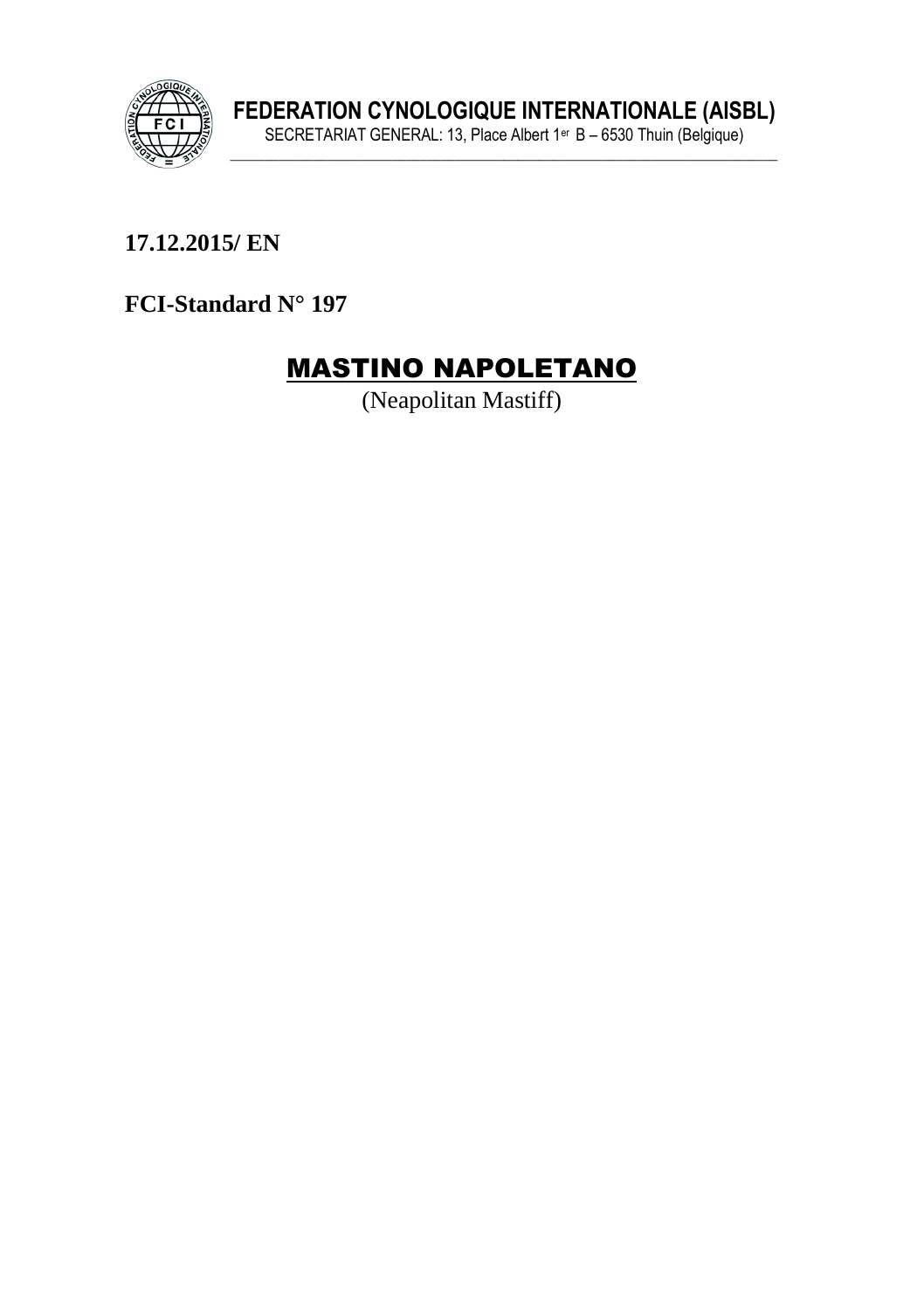**FEDERATION CYNOLOGIQUE INTERNATIONALE (AISBL)**

SECRETARIAT GENERAL: 13, Place Albert 1er B – 6530 Thuin (Belgique)

**17.12.2015/ EN**

**FCI-Standard N° 197**

# MASTINO NAPOLETANO

(Neapolitan Mastiff)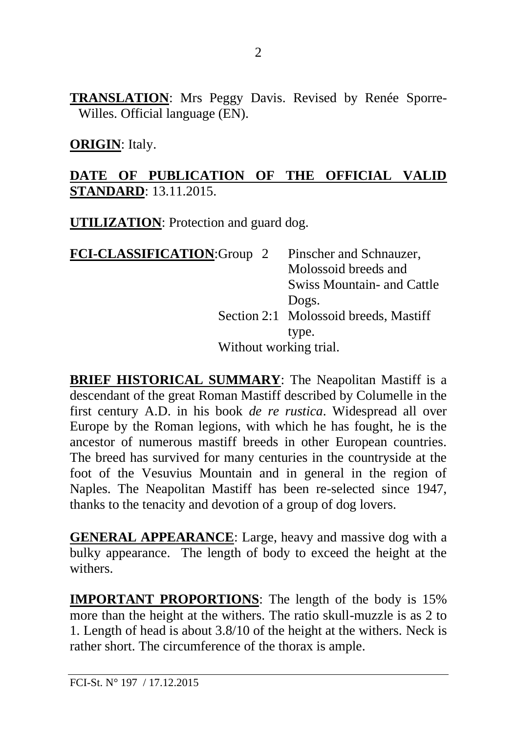**TRANSLATION**: Mrs Peggy Davis. Revised by Renée Sporre-Willes. Official language (EN).

**ORIGIN**: Italy.

**DATE OF PUBLICATION OF THE OFFICIAL VALID STANDARD**: 13.11.2015.

**UTILIZATION**: Protection and guard dog.

**FCI-CLASSIFICATION**: Group 2 Pinscher and Schnauzer, Molossoid breeds and Swiss Mountain- and Cattle Dogs.
Section 2:1 Molossoid breeds, Mastiff type.
Without working trial.

**BRIEF HISTORICAL SUMMARY**: The Neapolitan Mastiff is a descendant of the great Roman Mastiff described by Columelle in the first century A.D. in his book *de re rustica*. Widespread all over Europe by the Roman legions, with which he has fought, he is the ancestor of numerous mastiff breeds in other European countries. The breed has survived for many centuries in the countryside at the foot of the Vesuvius Mountain and in general in the region of Naples. The Neapolitan Mastiff has been re-selected since 1947, thanks to the tenacity and devotion of a group of dog lovers.

**GENERAL APPEARANCE**: Large, heavy and massive dog with a bulky appearance. The length of body to exceed the height at the withers.

**IMPORTANT PROPORTIONS**: The length of the body is 15% more than the height at the withers. The ratio skull-muzzle is as 2 to 1. Length of head is about 3.8/10 of the height at the withers. Neck is rather short. The circumference of the thorax is ample.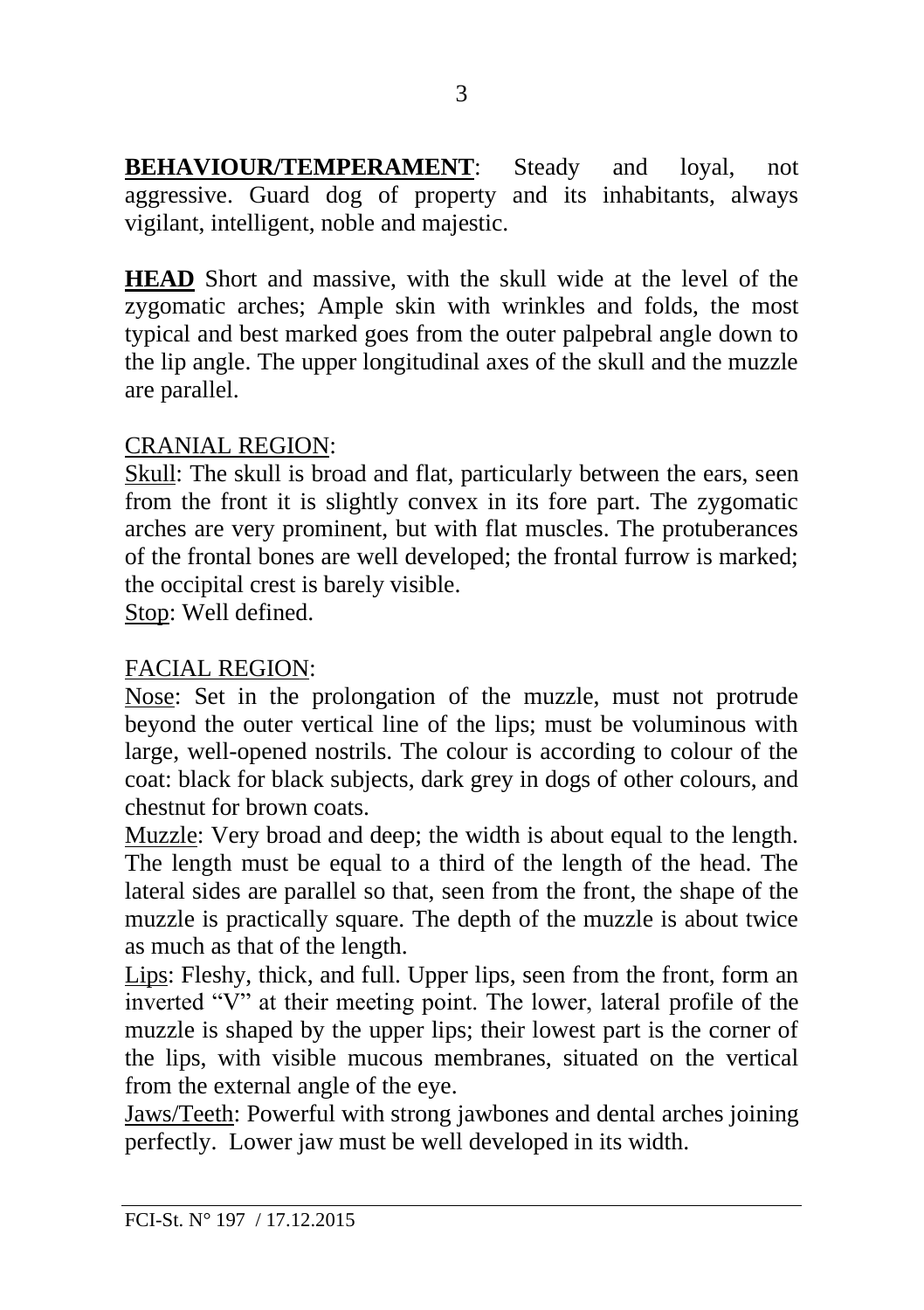**BEHAVIOUR/TEMPERAMENT**: Steady and loyal, not aggressive. Guard dog of property and its inhabitants, always vigilant, intelligent, noble and majestic.

**HEAD** Short and massive, with the skull wide at the level of the zygomatic arches; Ample skin with wrinkles and folds, the most typical and best marked goes from the outer palpebral angle down to the lip angle. The upper longitudinal axes of the skull and the muzzle are parallel.

CRANIAL REGION:

Skull: The skull is broad and flat, particularly between the ears, seen from the front it is slightly convex in its fore part. The zygomatic arches are very prominent, but with flat muscles. The protuberances of the frontal bones are well developed; the frontal furrow is marked; the occipital crest is barely visible.

Stop: Well defined.

FACIAL REGION:

Nose: Set in the prolongation of the muzzle, must not protrude beyond the outer vertical line of the lips; must be voluminous with large, well-opened nostrils. The colour is according to colour of the coat: black for black subjects, dark grey in dogs of other colours, and chestnut for brown coats.

Muzzle: Very broad and deep; the width is about equal to the length. The length must be equal to a third of the length of the head. The lateral sides are parallel so that, seen from the front, the shape of the muzzle is practically square. The depth of the muzzle is about twice as much as that of the length.

Lips: Fleshy, thick, and full. Upper lips, seen from the front, form an inverted "V" at their meeting point. The lower, lateral profile of the muzzle is shaped by the upper lips; their lowest part is the corner of the lips, with visible mucous membranes, situated on the vertical from the external angle of the eye.

Jaws/Teeth: Powerful with strong jawbones and dental arches joining perfectly. Lower jaw must be well developed in its width.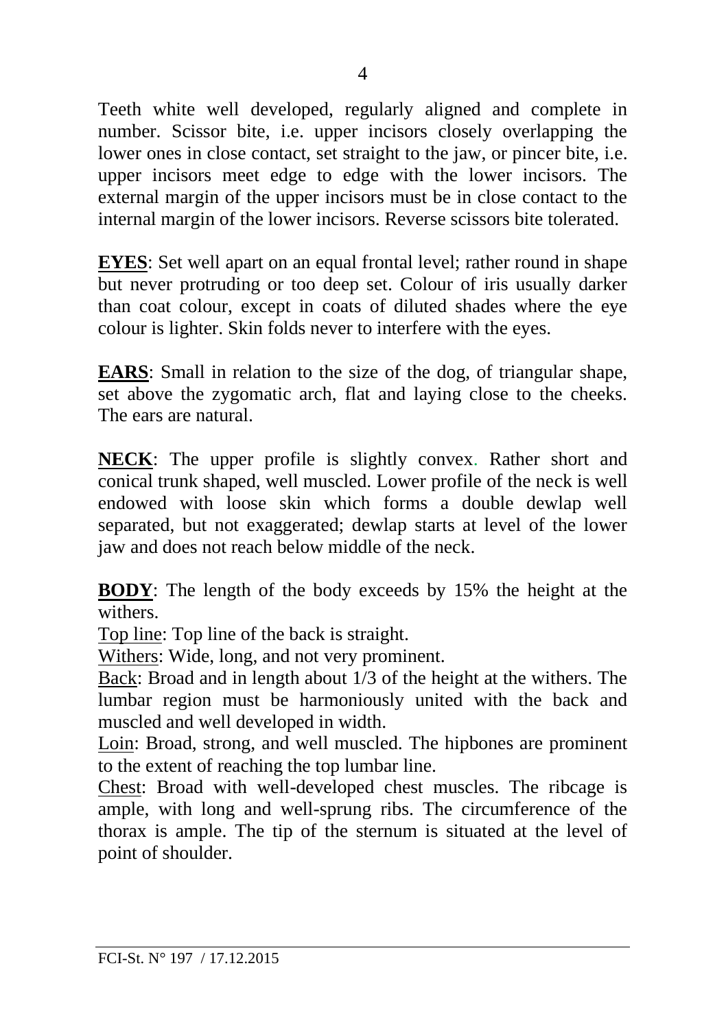Teeth white well developed, regularly aligned and complete in number. Scissor bite, i.e. upper incisors closely overlapping the lower ones in close contact, set straight to the jaw, or pincer bite, i.e. upper incisors meet edge to edge with the lower incisors. The external margin of the upper incisors must be in close contact to the internal margin of the lower incisors. Reverse scissors bite tolerated.

**EYES**: Set well apart on an equal frontal level; rather round in shape but never protruding or too deep set. Colour of iris usually darker than coat colour, except in coats of diluted shades where the eye colour is lighter. Skin folds never to interfere with the eyes.

**EARS**: Small in relation to the size of the dog, of triangular shape, set above the zygomatic arch, flat and laying close to the cheeks. The ears are natural.

**NECK**: The upper profile is slightly convex. Rather short and conical trunk shaped, well muscled. Lower profile of the neck is well endowed with loose skin which forms a double dewlap well separated, but not exaggerated; dewlap starts at level of the lower jaw and does not reach below middle of the neck.

**BODY**: The length of the body exceeds by 15% the height at the withers.
Top line: Top line of the back is straight.
Withers: Wide, long, and not very prominent.
Back: Broad and in length about 1/3 of the height at the withers. The lumbar region must be harmoniously united with the back and muscled and well developed in width.
Loin: Broad, strong, and well muscled. The hipbones are prominent to the extent of reaching the top lumbar line.
Chest: Broad with well-developed chest muscles. The ribcage is ample, with long and well-sprung ribs. The circumference of the thorax is ample. The tip of the sternum is situated at the level of point of shoulder.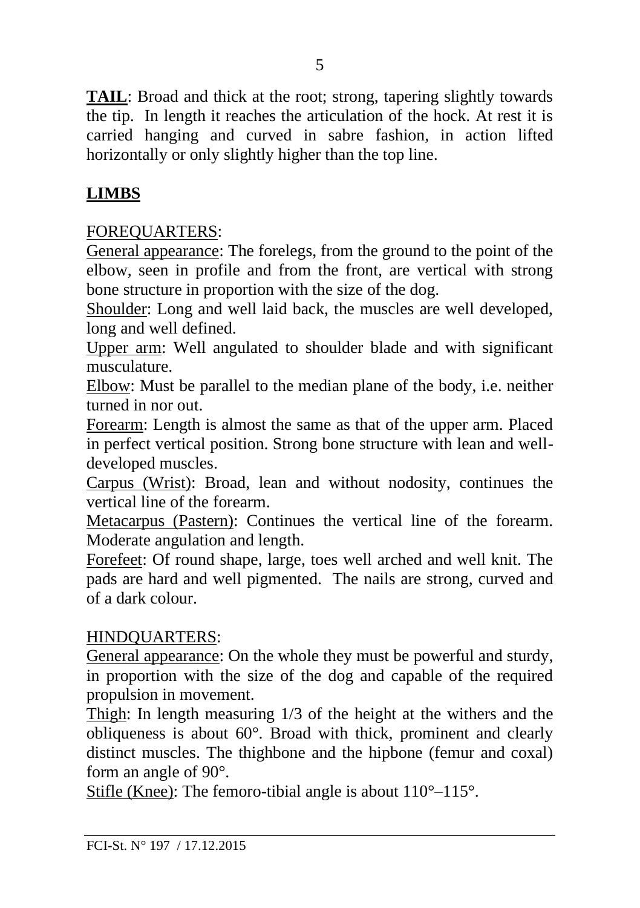**TAIL**: Broad and thick at the root; strong, tapering slightly towards the tip. In length it reaches the articulation of the hock. At rest it is carried hanging and curved in sabre fashion, in action lifted horizontally or only slightly higher than the top line.

## LIMBS

FOREQUARTERS:

General appearance: The forelegs, from the ground to the point of the elbow, seen in profile and from the front, are vertical with strong bone structure in proportion with the size of the dog.

Shoulder: Long and well laid back, the muscles are well developed, long and well defined.

Upper arm: Well angulated to shoulder blade and with significant musculature.

Elbow: Must be parallel to the median plane of the body, i.e. neither turned in nor out.

Forearm: Length is almost the same as that of the upper arm. Placed in perfect vertical position. Strong bone structure with lean and well-developed muscles.

Carpus (Wrist): Broad, lean and without nodosity, continues the vertical line of the forearm.

Metacarpus (Pastern): Continues the vertical line of the forearm. Moderate angulation and length.

Forefeet: Of round shape, large, toes well arched and well knit. The pads are hard and well pigmented. The nails are strong, curved and of a dark colour.

HINDQUARTERS:

General appearance: On the whole they must be powerful and sturdy, in proportion with the size of the dog and capable of the required propulsion in movement.

Thigh: In length measuring 1/3 of the height at the withers and the obliqueness is about 60°. Broad with thick, prominent and clearly distinct muscles. The thighbone and the hipbone (femur and coxal) form an angle of 90°.

Stifle (Knee): The femoro-tibial angle is about 110°–115°.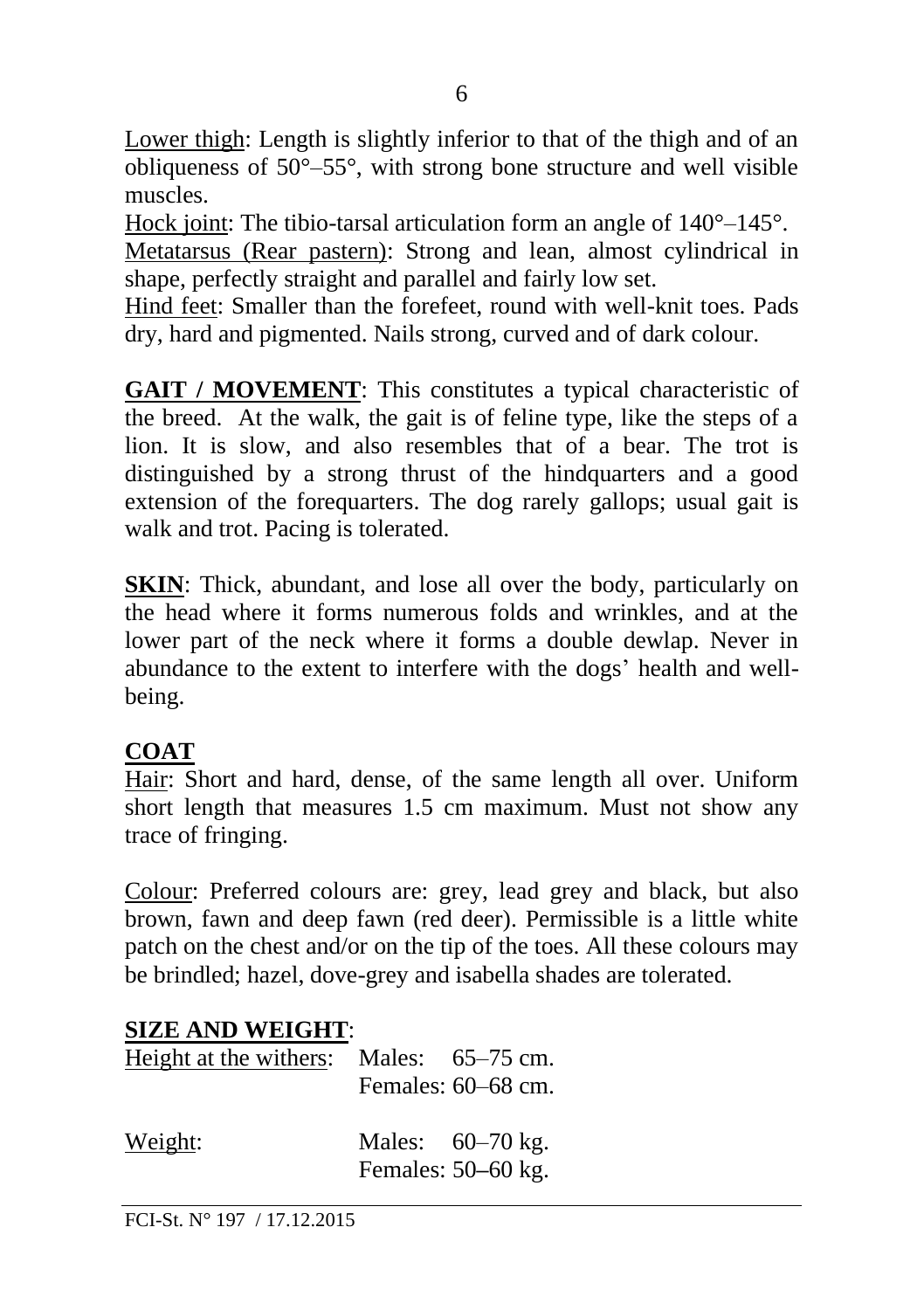Lower thigh: Length is slightly inferior to that of the thigh and of an obliqueness of 50°–55°, with strong bone structure and well visible muscles.

Hock joint: The tibio-tarsal articulation form an angle of 140°–145°.

Metatarsus (Rear pastern): Strong and lean, almost cylindrical in shape, perfectly straight and parallel and fairly low set.

Hind feet: Smaller than the forefeet, round with well-knit toes. Pads dry, hard and pigmented. Nails strong, curved and of dark colour.

**GAIT / MOVEMENT**: This constitutes a typical characteristic of the breed. At the walk, the gait is of feline type, like the steps of a lion. It is slow, and also resembles that of a bear. The trot is distinguished by a strong thrust of the hindquarters and a good extension of the forequarters. The dog rarely gallops; usual gait is walk and trot. Pacing is tolerated.

**SKIN**: Thick, abundant, and lose all over the body, particularly on the head where it forms numerous folds and wrinkles, and at the lower part of the neck where it forms a double dewlap. Never in abundance to the extent to interfere with the dogs' health and well-being.

**COAT**

Hair: Short and hard, dense, of the same length all over. Uniform short length that measures 1.5 cm maximum. Must not show any trace of fringing.

Colour: Preferred colours are: grey, lead grey and black, but also brown, fawn and deep fawn (red deer). Permissible is a little white patch on the chest and/or on the tip of the toes. All these colours may be brindled; hazel, dove-grey and isabella shades are tolerated.

**SIZE AND WEIGHT**:

Height at the withers: Males: 65–75 cm.
Females: 60–68 cm.

Weight: Males: 60–70 kg.
Females: 50–60 kg.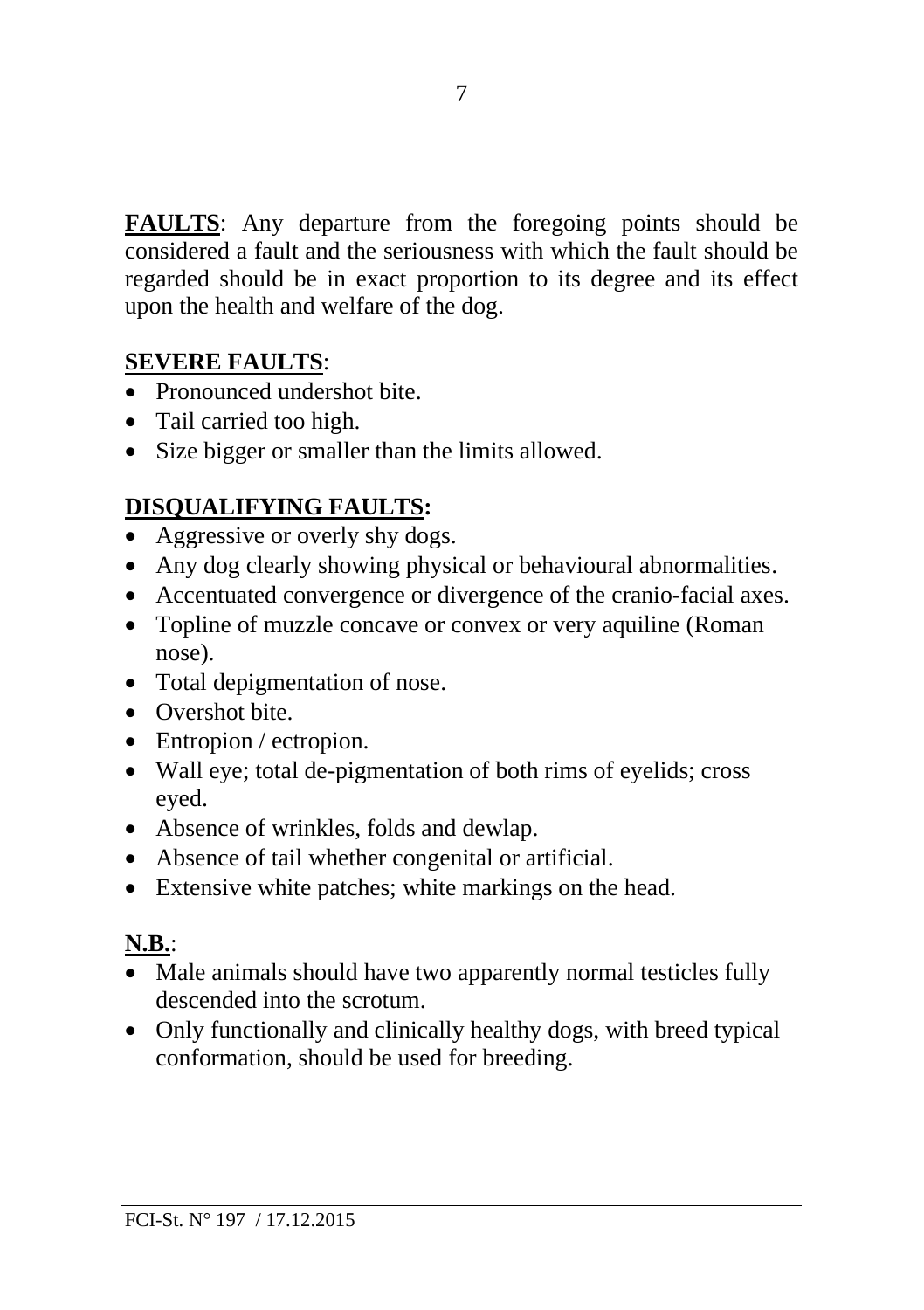**FAULTS**: Any departure from the foregoing points should be considered a fault and the seriousness with which the fault should be regarded should be in exact proportion to its degree and its effect upon the health and welfare of the dog.

**SEVERE FAULTS**:

- Pronounced undershot bite.
- Tail carried too high.
- Size bigger or smaller than the limits allowed.

**DISQUALIFYING FAULTS:**

- Aggressive or overly shy dogs.
- Any dog clearly showing physical or behavioural abnormalities.
- Accentuated convergence or divergence of the cranio-facial axes.
- Topline of muzzle concave or convex or very aquiline (Roman nose).
- Total depigmentation of nose.
- Overshot bite.
- Entropion / ectropion.
- Wall eye; total de-pigmentation of both rims of eyelids; cross eyed.
- Absence of wrinkles, folds and dewlap.
- Absence of tail whether congenital or artificial.
- Extensive white patches; white markings on the head.

**N.B.**:

- Male animals should have two apparently normal testicles fully descended into the scrotum.
- Only functionally and clinically healthy dogs, with breed typical conformation, should be used for breeding.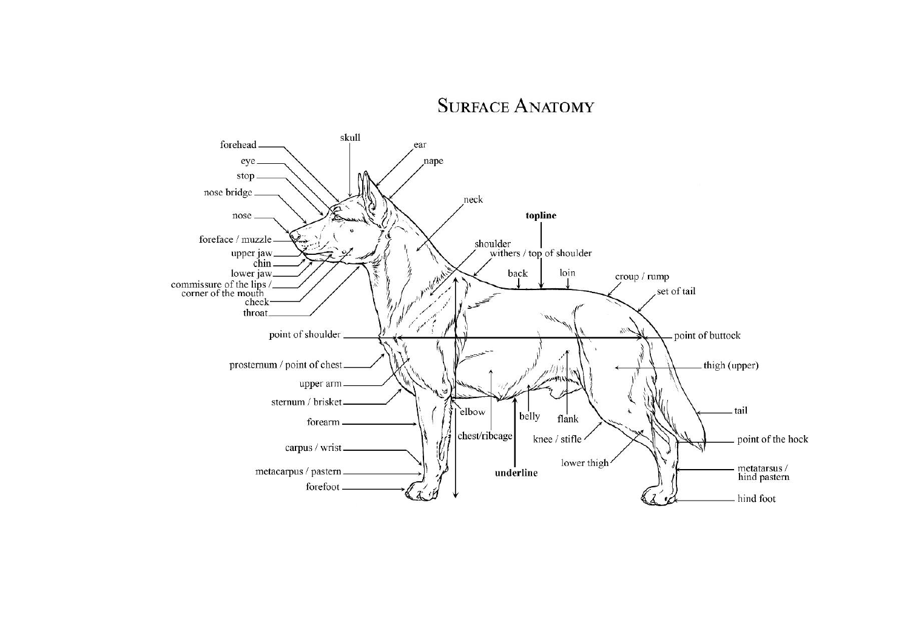# Surface Anatomy

forehead
eye
stop
nose bridge
nose
foreface / muzzle
upper jaw
chin
lower jaw
commissure of the lips / corner of the mouth
cheek
throat
skull
ear
nape
neck
topline
shoulder
withers / top of shoulder
back
loin
croup / rump
set of tail
point of shoulder
point of buttock
prosternum / point of chest
thigh (upper)
upper arm
sternum / brisket
elbow
belly
flank
tail
forearm
chest/ribcage
knee / stifle
point of the hock
carpus / wrist
lower thigh
metacarpus / pastern
underline
metatarsus / hind pastern
forefoot
hind foot